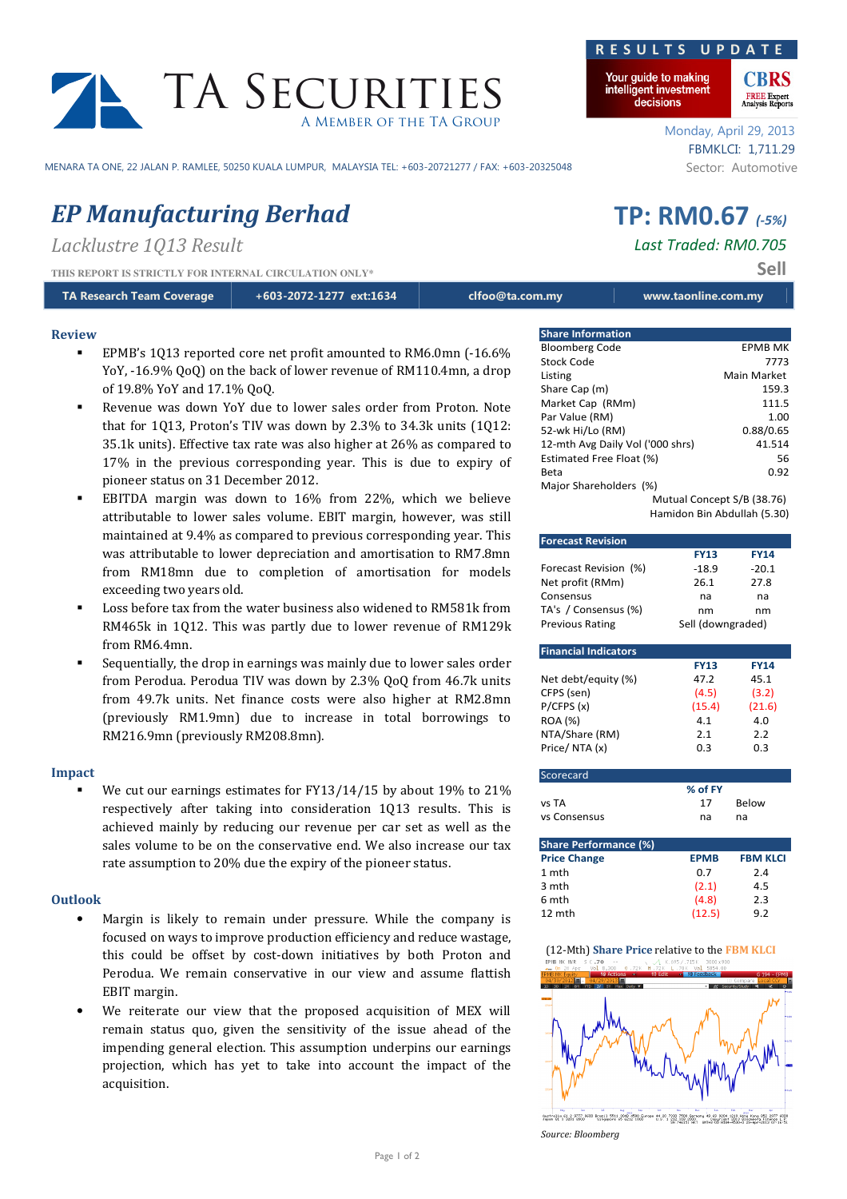TA SECURITIES
A MEMBER OF THE TA GROUP

MENARA TA ONE, 22 JALAN P. RAMLEE, 50250 KUALA LUMPUR, MALAYSIA TEL: +603-20721277 / FAX: +603-20325048

RESULTS UPDATE

Your guide to making intelligent investment decisions

CBRS FREE Expert Analysis Reports

Monday, April 29, 2013
FBMKLCI: 1,711.29
Sector: Automotive

# EP Manufacturing Berhad

*Lacklustre 1Q13 Result*

**TP: RM0.67** *(-5%)*
*Last Traded: RM0.705*
**Sell**

THIS REPORT IS STRICTLY FOR INTERNAL CIRCULATION ONLY*

| TA Research Team Coverage | +603-2072-1277 ext:1634 | clfoo@ta.com.my | www.taonline.com.my |
|---|---|---|---|

## Review

- EPMB's 1Q13 reported core net profit amounted to RM6.0mn (-16.6% YoY, -16.9% QoQ) on the back of lower revenue of RM110.4mn, a drop of 19.8% YoY and 17.1% QoQ.
- Revenue was down YoY due to lower sales order from Proton. Note that for 1Q13, Proton's TIV was down by 2.3% to 34.3k units (1Q12: 35.1k units). Effective tax rate was also higher at 26% as compared to 17% in the previous corresponding year. This is due to expiry of pioneer status on 31 December 2012.
- EBITDA margin was down to 16% from 22%, which we believe attributable to lower sales volume. EBIT margin, however, was still maintained at 9.4% as compared to previous corresponding year. This was attributable to lower depreciation and amortisation to RM7.8mn from RM18mn due to completion of amortisation for models exceeding two years old.
- Loss before tax from the water business also widened to RM581k from RM465k in 1Q12. This was partly due to lower revenue of RM129k from RM6.4mn.
- Sequentially, the drop in earnings was mainly due to lower sales order from Perodua. Perodua TIV was down by 2.3% QoQ from 46.7k units from 49.7k units. Net finance costs were also higher at RM2.8mn (previously RM1.9mn) due to increase in total borrowings to RM216.9mn (previously RM208.8mn).

## Impact

- We cut our earnings estimates for FY13/14/15 by about 19% to 21% respectively after taking into consideration 1Q13 results. This is achieved mainly by reducing our revenue per car set as well as the sales volume to be on the conservative end. We also increase our tax rate assumption to 20% due the expiry of the pioneer status.

## Outlook

- Margin is likely to remain under pressure. While the company is focused on ways to improve production efficiency and reduce wastage, this could be offset by cost-down initiatives by both Proton and Perodua. We remain conservative in our view and assume flattish EBIT margin.
- We reiterate our view that the proposed acquisition of MEX will remain status quo, given the sensitivity of the issue ahead of the impending general election. This assumption underpins our earnings projection, which has yet to take into account the impact of the acquisition.

| Share Information | |
|---|---|
| Bloomberg Code | EPMB MK |
| Stock Code | 7773 |
| Listing | Main Market |
| Share Cap (m) | 159.3 |
| Market Cap (RMm) | 111.5 |
| Par Value (RM) | 1.00 |
| 52-wk Hi/Lo (RM) | 0.88/0.65 |
| 12-mth Avg Daily Vol ('000 shrs) | 41.514 |
| Estimated Free Float (%) | 56 |
| Beta | 0.92 |
| Major Shareholders (%) | Mutual Concept S/B (38.76) |
| | Hamidon Bin Abdullah (5.30) |

| Forecast Revision | FY13 | FY14 |
|---|---|---|
| Forecast Revision (%) | -18.9 | -20.1 |
| Net profit (RMm) | 26.1 | 27.8 |
| Consensus | na | na |
| TA's / Consensus (%) | nm | nm |
| Previous Rating | Sell (downgraded) | |

| Financial Indicators | FY13 | FY14 |
|---|---|---|
| Net debt/equity (%) | 47.2 | 45.1 |
| CFPS (sen) | (4.5) | (3.2) |
| P/CFPS (x) | (15.4) | (21.6) |
| ROA (%) | 4.1 | 4.0 |
| NTA/Share (RM) | 2.1 | 2.2 |
| Price/ NTA (x) | 0.3 | 0.3 |

| Scorecard | % of FY | |
|---|---|---|
| vs TA | 17 | Below |
| vs Consensus | na | na |

| Share Performance (%) | | |
|---|---|---|
| Price Change | EPMB | FBM KLCI |
| 1 mth | 0.7 | 2.4 |
| 3 mth | (2.1) | 4.5 |
| 6 mth | (4.8) | 2.3 |
| 12 mth | (12.5) | 9.2 |

(12-Mth) Share Price relative to the FBM KLCI

*Source: Bloomberg*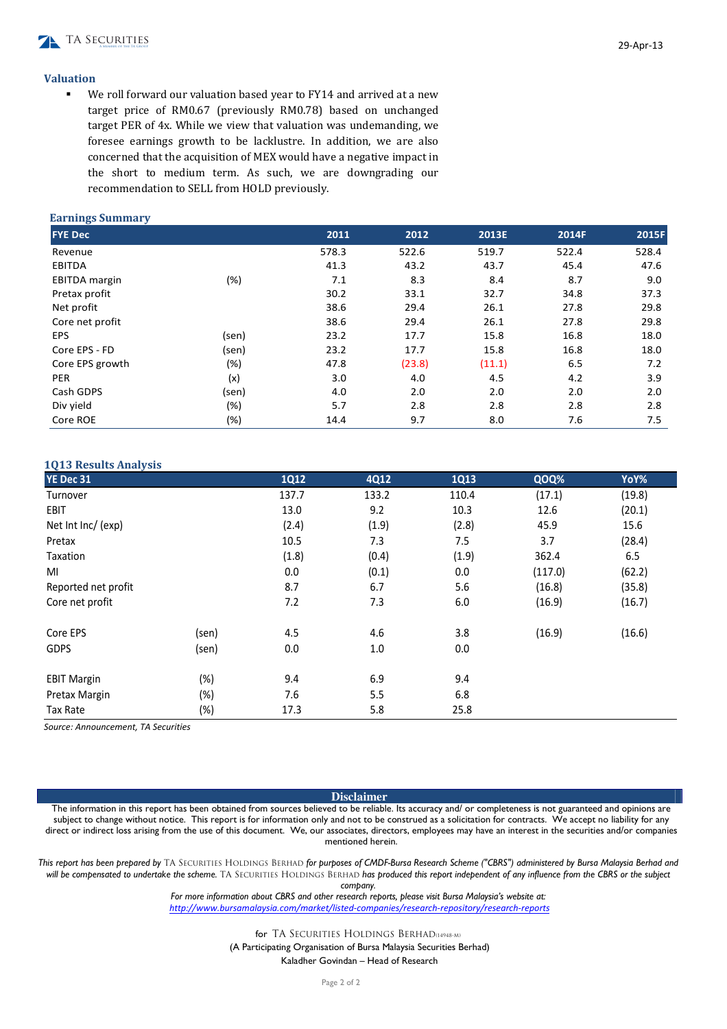## Valuation

- We roll forward our valuation based year to FY14 and arrived at a new target price of RM0.67 (previously RM0.78) based on unchanged target PER of 4x. While we view that valuation was undemanding, we foresee earnings growth to be lacklustre. In addition, we are also concerned that the acquisition of MEX would have a negative impact in the short to medium term. As such, we are downgrading our recommendation to SELL from HOLD previously.

### Earnings Summary

| FYE Dec | | 2011 | 2012 | 2013E | 2014F | 2015F |
|---|---|---|---|---|---|---|
| Revenue | | 578.3 | 522.6 | 519.7 | 522.4 | 528.4 |
| EBITDA | | 41.3 | 43.2 | 43.7 | 45.4 | 47.6 |
| EBITDA margin | (%) | 7.1 | 8.3 | 8.4 | 8.7 | 9.0 |
| Pretax profit | | 30.2 | 33.1 | 32.7 | 34.8 | 37.3 |
| Net profit | | 38.6 | 29.4 | 26.1 | 27.8 | 29.8 |
| Core net profit | | 38.6 | 29.4 | 26.1 | 27.8 | 29.8 |
| EPS | (sen) | 23.2 | 17.7 | 15.8 | 16.8 | 18.0 |
| Core EPS - FD | (sen) | 23.2 | 17.7 | 15.8 | 16.8 | 18.0 |
| Core EPS growth | (%) | 47.8 | (23.8) | (11.1) | 6.5 | 7.2 |
| PER | (x) | 3.0 | 4.0 | 4.5 | 4.2 | 3.9 |
| Cash GDPS | (sen) | 4.0 | 2.0 | 2.0 | 2.0 | 2.0 |
| Div yield | (%) | 5.7 | 2.8 | 2.8 | 2.8 | 2.8 |
| Core ROE | (%) | 14.4 | 9.7 | 8.0 | 7.6 | 7.5 |

### 1Q13 Results Analysis

| YE Dec 31 | | 1Q12 | 4Q12 | 1Q13 | QOQ% | YoY% |
|---|---|---|---|---|---|---|
| Turnover | | 137.7 | 133.2 | 110.4 | (17.1) | (19.8) |
| EBIT | | 13.0 | 9.2 | 10.3 | 12.6 | (20.1) |
| Net Int Inc/ (exp) | | (2.4) | (1.9) | (2.8) | 45.9 | 15.6 |
| Pretax | | 10.5 | 7.3 | 7.5 | 3.7 | (28.4) |
| Taxation | | (1.8) | (0.4) | (1.9) | 362.4 | 6.5 |
| MI | | 0.0 | (0.1) | 0.0 | (117.0) | (62.2) |
| Reported net profit | | 8.7 | 6.7 | 5.6 | (16.8) | (35.8) |
| Core net profit | | 7.2 | 7.3 | 6.0 | (16.9) | (16.7) |
| | | | | | | |
| Core EPS | (sen) | 4.5 | 4.6 | 3.8 | (16.9) | (16.6) |
| GDPS | (sen) | 0.0 | 1.0 | 0.0 | | |
| | | | | | | |
| EBIT Margin | (%) | 9.4 | 6.9 | 9.4 | | |
| Pretax Margin | (%) | 7.6 | 5.5 | 6.8 | | |
| Tax Rate | (%) | 17.3 | 5.8 | 25.8 | | |

*Source: Announcement, TA Securities*

## Disclaimer

The information in this report has been obtained from sources believed to be reliable. Its accuracy and/ or completeness is not guaranteed and opinions are subject to change without notice. This report is for information only and not to be construed as a solicitation for contracts. We accept no liability for any direct or indirect loss arising from the use of this document. We, our associates, directors, employees may have an interest in the securities and/or companies mentioned herein.

*This report has been prepared by* TA SECURITIES HOLDINGS BERHAD *for purposes of CMDF-Bursa Research Scheme ("CBRS") administered by Bursa Malaysia Berhad and will be compensated to undertake the scheme.* TA SECURITIES HOLDINGS BERHAD *has produced this report independent of any influence from the CBRS or the subject company.*

*For more information about CBRS and other research reports, please visit Bursa Malaysia's website at:*
*http://www.bursamalaysia.com/market/listed-companies/research-repository/research-reports*

for TA SECURITIES HOLDINGS BERHAD(14948-M)
(A Participating Organisation of Bursa Malaysia Securities Berhad)
Kaladher Govindan – Head of Research